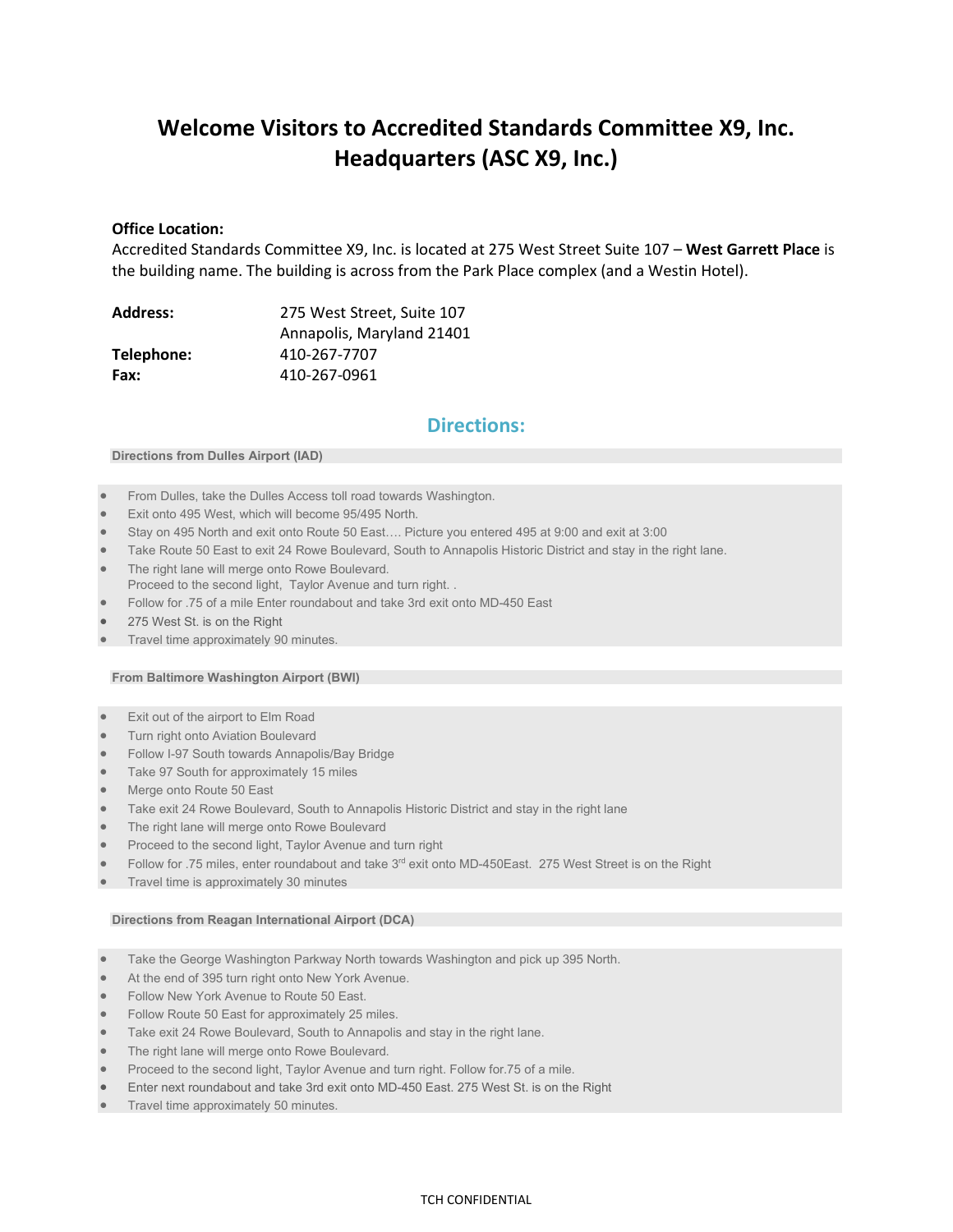# Welcome Visitors to Accredited Standards Committee X9, Inc. Headquarters (ASC X9, Inc.)

**Office Location:**
Accredited Standards Committee X9, Inc. is located at 275 West Street Suite 107 – **West Garrett Place** is the building name. The building is across from the Park Place complex (and a Westin Hotel).

| | |
|---|---|
| **Address:** | 275 West Street, Suite 107<br>Annapolis, Maryland 21401 |
| **Telephone:** | 410-267-7707 |
| **Fax:** | 410-267-0961 |

## Directions:

### Directions from Dulles Airport (IAD)

- From Dulles, take the Dulles Access toll road towards Washington.
- Exit onto 495 West, which will become 95/495 North.
- Stay on 495 North and exit onto Route 50 East…. Picture you entered 495 at 9:00 and exit at 3:00
- Take Route 50 East to exit 24 Rowe Boulevard, South to Annapolis Historic District and stay in the right lane.
- The right lane will merge onto Rowe Boulevard.
  Proceed to the second light, Taylor Avenue and turn right. .
- Follow for .75 of a mile Enter roundabout and take 3rd exit onto MD-450 East
- 275 West St. is on the Right
- Travel time approximately 90 minutes.

### From Baltimore Washington Airport (BWI)

- Exit out of the airport to Elm Road
- Turn right onto Aviation Boulevard
- Follow I-97 South towards Annapolis/Bay Bridge
- Take 97 South for approximately 15 miles
- Merge onto Route 50 East
- Take exit 24 Rowe Boulevard, South to Annapolis Historic District and stay in the right lane
- The right lane will merge onto Rowe Boulevard
- Proceed to the second light, Taylor Avenue and turn right
- Follow for .75 miles, enter roundabout and take 3rd exit onto MD-450East. 275 West Street is on the Right
- Travel time is approximately 30 minutes

### Directions from Reagan International Airport (DCA)

- Take the George Washington Parkway North towards Washington and pick up 395 North.
- At the end of 395 turn right onto New York Avenue.
- Follow New York Avenue to Route 50 East.
- Follow Route 50 East for approximately 25 miles.
- Take exit 24 Rowe Boulevard, South to Annapolis and stay in the right lane.
- The right lane will merge onto Rowe Boulevard.
- Proceed to the second light, Taylor Avenue and turn right. Follow for.75 of a mile.
- Enter next roundabout and take 3rd exit onto MD-450 East. 275 West St. is on the Right
- Travel time approximately 50 minutes.

TCH CONFIDENTIAL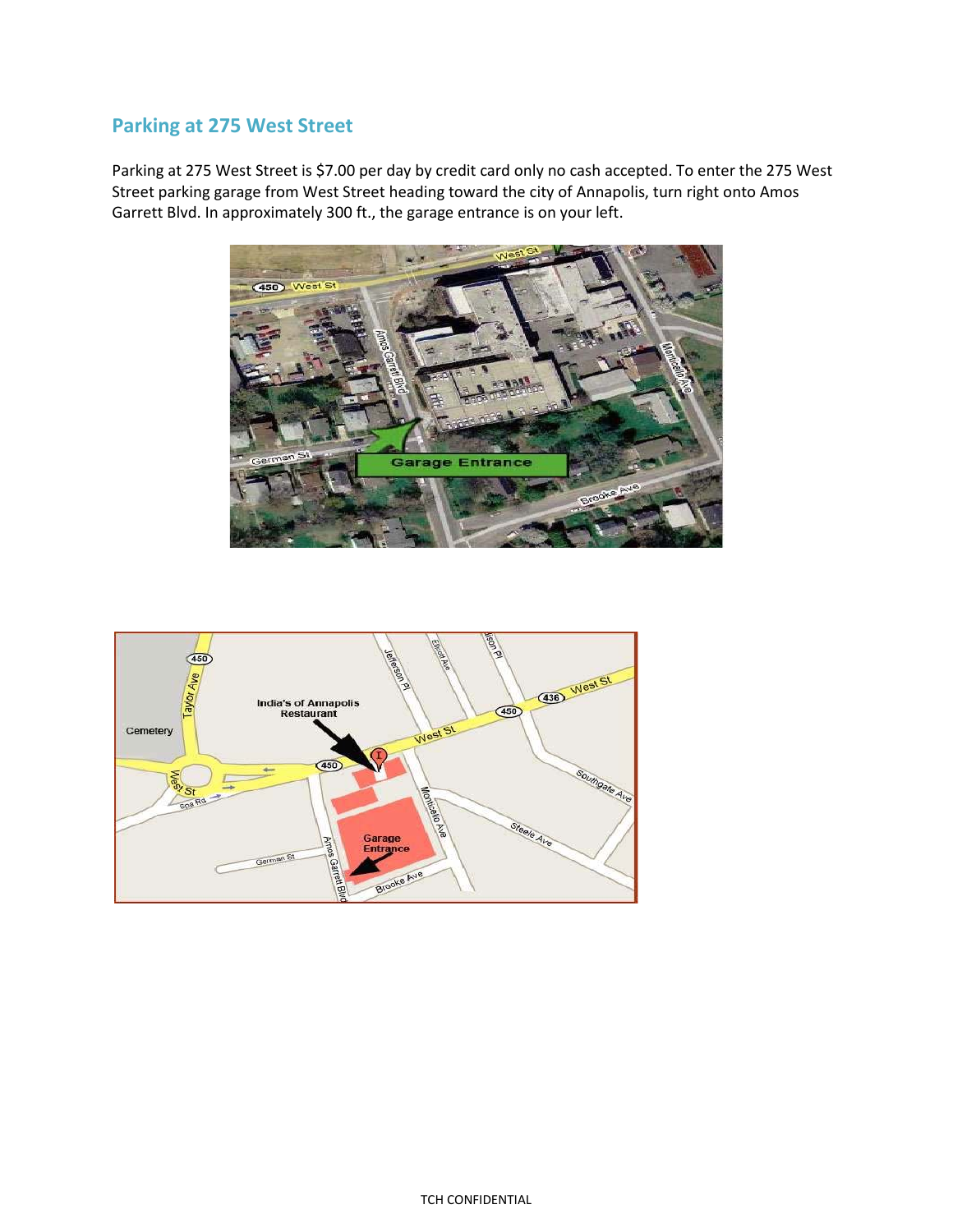## Parking at 275 West Street

Parking at 275 West Street is $7.00 per day by credit card only no cash accepted. To enter the 275 West Street parking garage from West Street heading toward the city of Annapolis, turn right onto Amos Garrett Blvd. In approximately 300 ft., the garage entrance is on your left.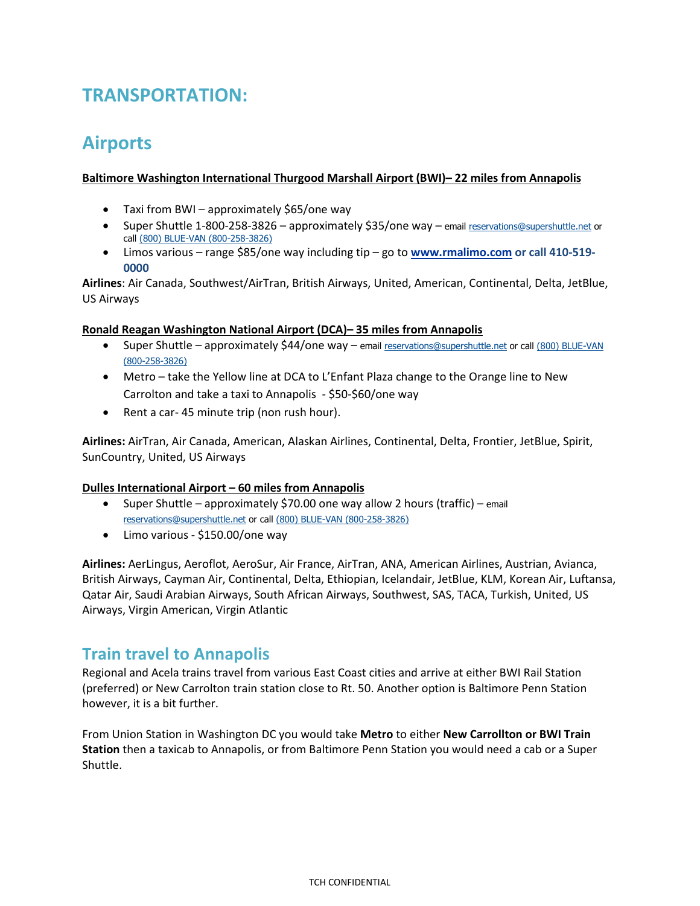# TRANSPORTATION:

## Airports

**Baltimore Washington International Thurgood Marshall Airport (BWI)– 22 miles from Annapolis**

- Taxi from BWI – approximately $65/one way
- Super Shuttle 1-800-258-3826 – approximately $35/one way – email reservations@supershuttle.net or call (800) BLUE-VAN (800-258-3826)
- Limos various – range $85/one way including tip – go to **www.rmalimo.com or call 410-519-0000**

**Airlines**: Air Canada, Southwest/AirTran, British Airways, United, American, Continental, Delta, JetBlue, US Airways

**Ronald Reagan Washington National Airport (DCA)– 35 miles from Annapolis**

- Super Shuttle – approximately $44/one way – email reservations@supershuttle.net or call (800) BLUE-VAN (800-258-3826)
- Metro – take the Yellow line at DCA to L'Enfant Plaza change to the Orange line to New Carrolton and take a taxi to Annapolis - $50-$60/one way
- Rent a car- 45 minute trip (non rush hour).

**Airlines:** AirTran, Air Canada, American, Alaskan Airlines, Continental, Delta, Frontier, JetBlue, Spirit, SunCountry, United, US Airways

**Dulles International Airport – 60 miles from Annapolis**

- Super Shuttle – approximately $70.00 one way allow 2 hours (traffic) – email reservations@supershuttle.net or call (800) BLUE-VAN (800-258-3826)
- Limo various - $150.00/one way

**Airlines:** AerLingus, Aeroflot, AeroSur, Air France, AirTran, ANA, American Airlines, Austrian, Avianca, British Airways, Cayman Air, Continental, Delta, Ethiopian, Icelandair, JetBlue, KLM, Korean Air, Luftansa, Qatar Air, Saudi Arabian Airways, South African Airways, Southwest, SAS, TACA, Turkish, United, US Airways, Virgin American, Virgin Atlantic

## Train travel to Annapolis

Regional and Acela trains travel from various East Coast cities and arrive at either BWI Rail Station (preferred) or New Carrolton train station close to Rt. 50. Another option is Baltimore Penn Station however, it is a bit further.

From Union Station in Washington DC you would take **Metro** to either **New Carrollton or BWI Train Station** then a taxicab to Annapolis, or from Baltimore Penn Station you would need a cab or a Super Shuttle.

TCH CONFIDENTIAL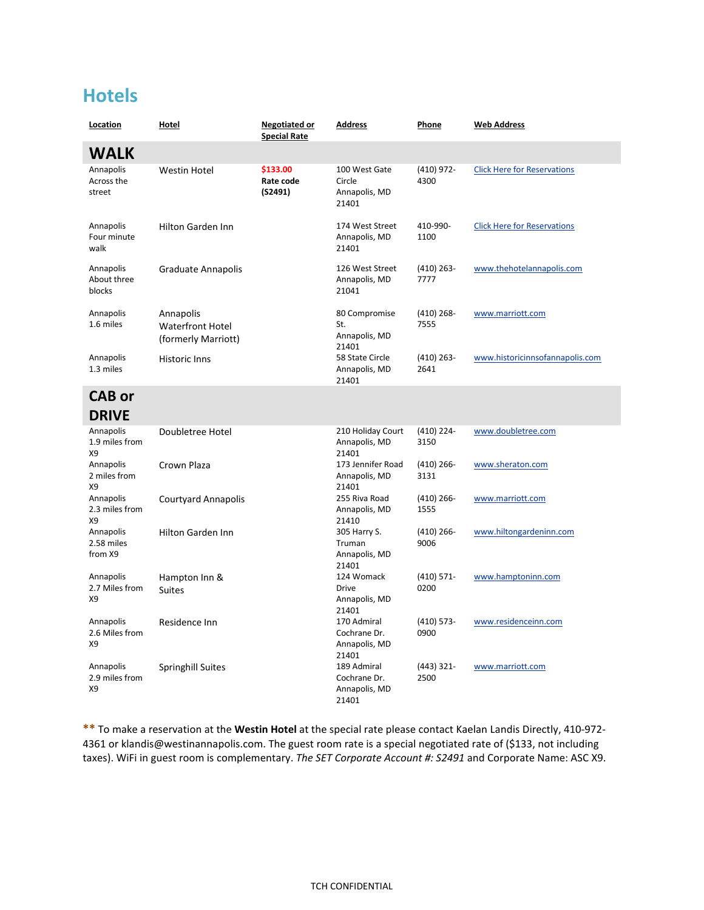## Hotels

| Location | Hotel | Negotiated or Special Rate | Address | Phone | Web Address |
|---|---|---|---|---|---|
| **WALK** | | | | | |
| Annapolis Across the street | Westin Hotel | **$133.00 Rate code (S2491)** | 100 West Gate Circle Annapolis, MD 21401 | (410) 972-4300 | Click Here for Reservations |
| Annapolis Four minute walk | Hilton Garden Inn | | 174 West Street Annapolis, MD 21401 | 410-990-1100 | Click Here for Reservations |
| Annapolis About three blocks | Graduate Annapolis | | 126 West Street Annapolis, MD 21041 | (410) 263-7777 | www.thehotelannapolis.com |
| Annapolis 1.6 miles | Annapolis Waterfront Hotel (formerly Marriott) | | 80 Compromise St. Annapolis, MD 21401 | (410) 268-7555 | www.marriott.com |
| Annapolis 1.3 miles | Historic Inns | | 58 State Circle Annapolis, MD 21401 | (410) 263-2641 | www.historicinnsofannapolis.com |
| **CAB or DRIVE** | | | | | |
| Annapolis 1.9 miles from X9 | Doubletree Hotel | | 210 Holiday Court Annapolis, MD 21401 | (410) 224-3150 | www.doubletree.com |
| Annapolis 2 miles from X9 | Crown Plaza | | 173 Jennifer Road Annapolis, MD 21401 | (410) 266-3131 | www.sheraton.com |
| Annapolis 2.3 miles from X9 | Courtyard Annapolis | | 255 Riva Road Annapolis, MD 21410 | (410) 266-1555 | www.marriott.com |
| Annapolis 2.58 miles from X9 | Hilton Garden Inn | | 305 Harry S. Truman Annapolis, MD 21401 | (410) 266-9006 | www.hiltongardeninn.com |
| Annapolis 2.7 Miles from X9 | Hampton Inn & Suites | | 124 Womack Drive Annapolis, MD 21401 | (410) 571-0200 | www.hamptoninn.com |
| Annapolis 2.6 Miles from X9 | Residence Inn | | 170 Admiral Cochrane Dr. Annapolis, MD 21401 | (410) 573-0900 | www.residenceinn.com |
| Annapolis 2.9 miles from X9 | Springhill Suites | | 189 Admiral Cochrane Dr. Annapolis, MD 21401 | (443) 321-2500 | www.marriott.com |

**\*\*** To make a reservation at the **Westin Hotel** at the special rate please contact Kaelan Landis Directly, 410-972-4361 or klandis@westinannapolis.com. The guest room rate is a special negotiated rate of ($133, not including taxes). WiFi in guest room is complementary. *The SET Corporate Account #: S2491* and Corporate Name: ASC X9.

TCH CONFIDENTIAL